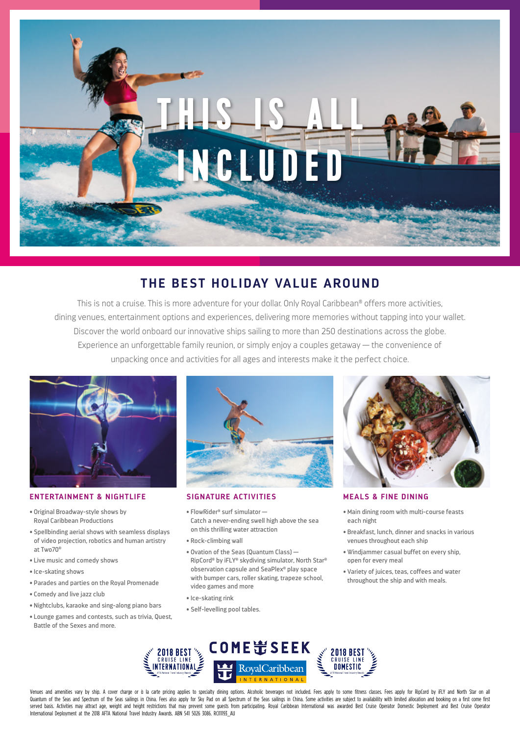# THIS IS ALL INCLUDED

## THE BEST HOLIDAY VALUE AROUND

This is not a cruise. This is more adventure for your dollar. Only Royal Caribbean® offers more activities, dining venues, entertainment options and experiences, delivering more memories without tapping into your wallet. Discover the world onboard our innovative ships sailing to more than 250 destinations across the globe. Experience an unforgettable family reunion, or simply enjoy a couples getaway — the convenience of unpacking once and activities for all ages and interests make it the perfect choice.

### ENTERTAINMENT & NIGHTLIFE

- Original Broadway-style shows by Royal Caribbean Productions
- Spellbinding aerial shows with seamless displays of video projection, robotics and human artistry at Two70®
- Live music and comedy shows
- Ice-skating shows
- Parades and parties on the Royal Promenade
- Comedy and live jazz club
- Nightclubs, karaoke and sing-along piano bars
- Lounge games and contests, such as trivia, Quest, Battle of the Sexes and more.

### SIGNATURE ACTIVITIES

- FlowRider® surf simulator — Catch a never-ending swell high above the sea on this thrilling water attraction
- Rock-climbing wall
- Ovation of the Seas (Quantum Class) — RipCord® by iFLY® skydiving simulator, North Star® observation capsule and SeaPlex® play space with bumper cars, roller skating, trapeze school, video games and more
- Ice-skating rink
- Self-levelling pool tables.

### MEALS & FINE DINING

- Main dining room with multi-course feasts each night
- Breakfast, lunch, dinner and snacks in various venues throughout each ship
- Windjammer casual buffet on every ship, open for every meal
- Variety of juices, teas, coffees and water throughout the ship and with meals.

2018 BEST CRUISE LINE INTERNATIONAL — AFTA National Travel Industry Awards

COME SEEK — Royal Caribbean INTERNATIONAL

2018 BEST CRUISE LINE DOMESTIC — AFTA National Travel Industry Awards

Venues and amenities vary by ship. A cover charge or à la carte pricing applies to specialty dining options. Alcoholic beverages not included. Fees apply to some fitness classes. Fees apply for RipCord by iFLY and North Star on all Quantum of the Seas and Spectrum of the Seas sailings in China. Fees also apply for Sky Pad on all Spectrum of the Seas sailings in China. Some activities are subject to availability with limited allocation and booking on a first come first served basis. Activities may attract age, weight and height restrictions that may prevent some guests from participating. Royal Caribbean International was awarded Best Cruise Operator Domestic Deployment and Best Cruise Operator International Deployment at the 2018 AFTA National Travel Industry Awards. ABN 541 5026 3086. RCI11193_AU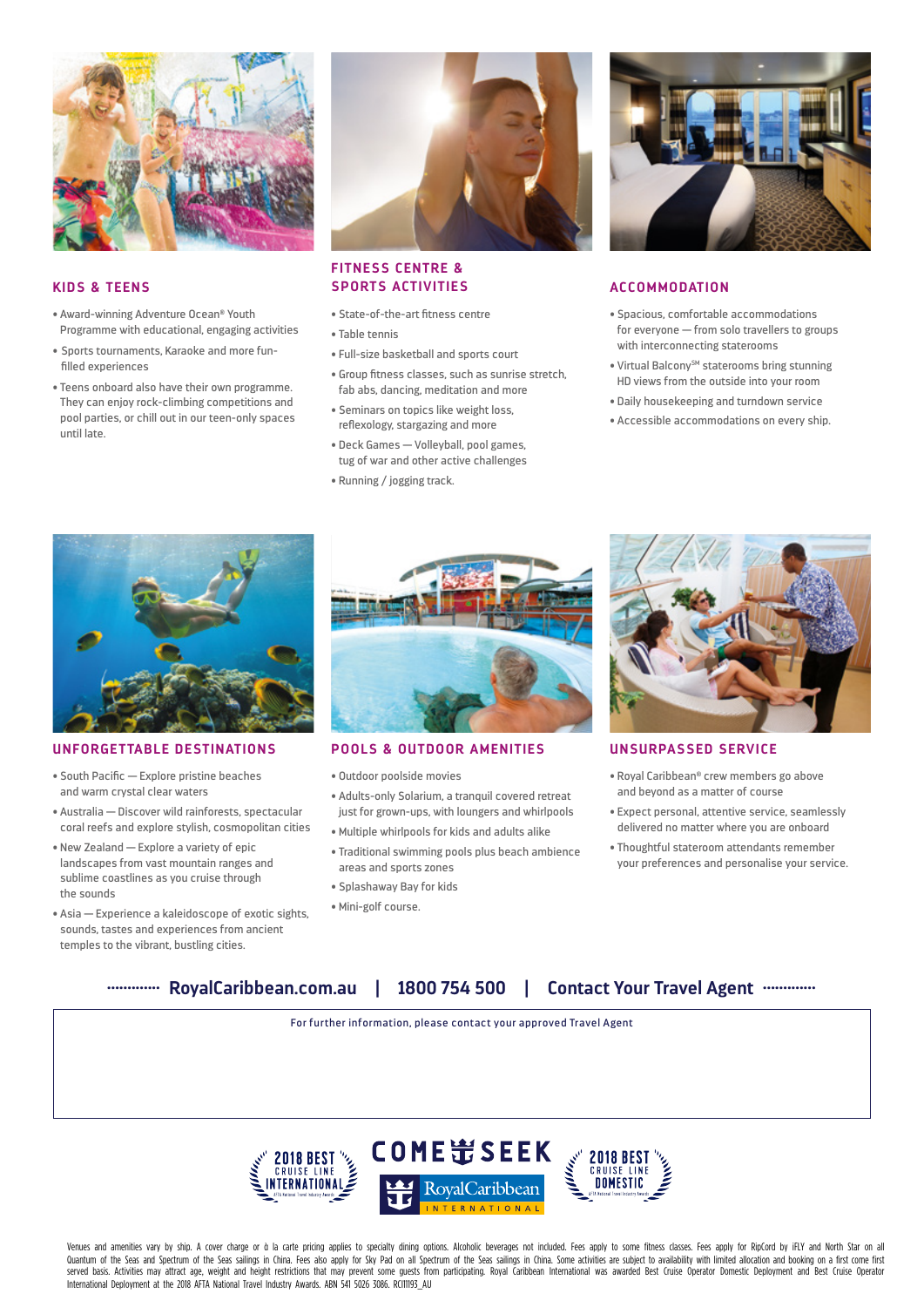## KIDS & TEENS

- Award-winning Adventure Ocean® Youth Programme with educational, engaging activities
- Sports tournaments, Karaoke and more fun-filled experiences
- Teens onboard also have their own programme. They can enjoy rock-climbing competitions and pool parties, or chill out in our teen-only spaces until late.

## FITNESS CENTRE & SPORTS ACTIVITIES

- State-of-the-art fitness centre
- Table tennis
- Full-size basketball and sports court
- Group fitness classes, such as sunrise stretch, fab abs, dancing, meditation and more
- Seminars on topics like weight loss, reflexology, stargazing and more
- Deck Games — Volleyball, pool games, tug of war and other active challenges
- Running / jogging track.

## ACCOMMODATION

- Spacious, comfortable accommodations for everyone — from solo travellers to groups with interconnecting staterooms
- Virtual Balcony℠ staterooms bring stunning HD views from the outside into your room
- Daily housekeeping and turndown service
- Accessible accommodations on every ship.

## UNFORGETTABLE DESTINATIONS

- South Pacific — Explore pristine beaches and warm crystal clear waters
- Australia — Discover wild rainforests, spectacular coral reefs and explore stylish, cosmopolitan cities
- New Zealand — Explore a variety of epic landscapes from vast mountain ranges and sublime coastlines as you cruise through the sounds
- Asia — Experience a kaleidoscope of exotic sights, sounds, tastes and experiences from ancient temples to the vibrant, bustling cities.

## POOLS & OUTDOOR AMENITIES

- Outdoor poolside movies
- Adults-only Solarium, a tranquil covered retreat just for grown-ups, with loungers and whirlpools
- Multiple whirlpools for kids and adults alike
- Traditional swimming pools plus beach ambience areas and sports zones
- Splashaway Bay for kids
- Mini-golf course.

## UNSURPASSED SERVICE

- Royal Caribbean® crew members go above and beyond as a matter of course
- Expect personal, attentive service, seamlessly delivered no matter where you are onboard
- Thoughtful stateroom attendants remember your preferences and personalise your service.

**RoyalCaribbean.com.au | 1800 754 500 | Contact Your Travel Agent**

For further information, please contact your approved Travel Agent

2018 BEST CRUISE LINE INTERNATIONAL

COME SEEK

Royal Caribbean INTERNATIONAL

2018 BEST CRUISE LINE DOMESTIC

Venues and amenities vary by ship. A cover charge or à la carte pricing applies to specialty dining options. Alcoholic beverages not included. Fees apply to some fitness classes. Fees apply for RipCord by iFLY and North Star on all Quantum of the Seas and Spectrum of the Seas sailings in China. Fees also apply for Sky Pad on all Spectrum of the Seas sailings in China. Some activities are subject to availability with limited allocation and booking on a first come first served basis. Activities may attract age, weight and height restrictions that may prevent some guests from participating. Royal Caribbean International was awarded Best Cruise Operator Domestic Deployment and Best Cruise Operator International Deployment at the 2018 AFTA National Travel Industry Awards. ABN 541 5026 3086. RCI1193_AU